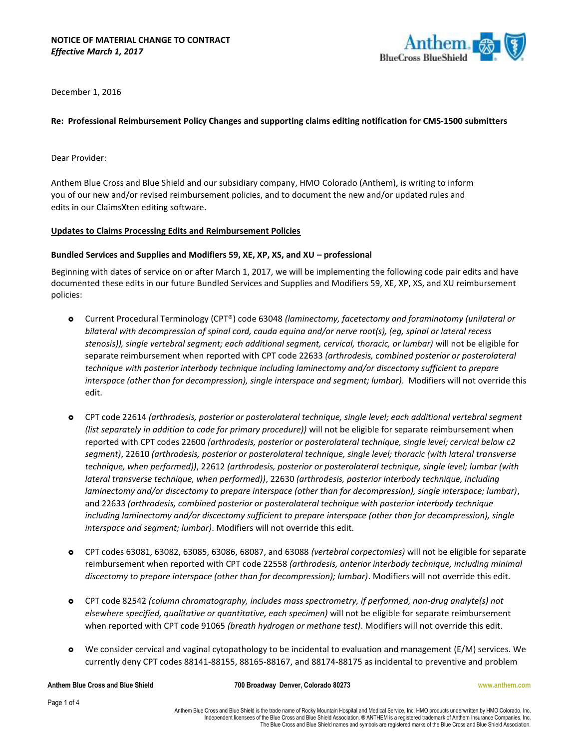**NOTICE OF MATERIAL CHANGE TO CONTRACT**
***Effective March 1, 2017***

December 1, 2016

**Re: Professional Reimbursement Policy Changes and supporting claims editing notification for CMS-1500 submitters**

Dear Provider:

Anthem Blue Cross and Blue Shield and our subsidiary company, HMO Colorado (Anthem), is writing to inform you of our new and/or revised reimbursement policies, and to document the new and/or updated rules and edits in our ClaimsXten editing software.

**<u>Updates to Claims Processing Edits and Reimbursement Policies</u>**

**Bundled Services and Supplies and Modifiers 59, XE, XP, XS, and XU – professional**

Beginning with dates of service on or after March 1, 2017, we will be implementing the following code pair edits and have documented these edits in our future Bundled Services and Supplies and Modifiers 59, XE, XP, XS, and XU reimbursement policies:

- Current Procedural Terminology (CPT®) code 63048 *(laminectomy, facetectomy and foraminotomy (unilateral or bilateral with decompression of spinal cord, cauda equina and/or nerve root(s), (eg, spinal or lateral recess stenosis)), single vertebral segment; each additional segment, cervical, thoracic, or lumbar)* will not be eligible for separate reimbursement when reported with CPT code 22633 *(arthrodesis, combined posterior or posterolateral technique with posterior interbody technique including laminectomy and/or discectomy sufficient to prepare interspace (other than for decompression), single interspace and segment; lumbar)*. Modifiers will not override this edit.

- CPT code 22614 *(arthrodesis, posterior or posterolateral technique, single level; each additional vertebral segment (list separately in addition to code for primary procedure))* will not be eligible for separate reimbursement when reported with CPT codes 22600 *(arthrodesis, posterior or posterolateral technique, single level; cervical below c2 segment)*, 22610 *(arthrodesis, posterior or posterolateral technique, single level; thoracic (with lateral transverse technique, when performed))*, 22612 *(arthrodesis, posterior or posterolateral technique, single level; lumbar (with lateral transverse technique, when performed))*, 22630 *(arthrodesis, posterior interbody technique, including laminectomy and/or discectomy to prepare interspace (other than for decompression), single interspace; lumbar)*, and 22633 *(arthrodesis, combined posterior or posterolateral technique with posterior interbody technique including laminectomy and/or discectomy sufficient to prepare interspace (other than for decompression), single interspace and segment; lumbar)*. Modifiers will not override this edit.

- CPT codes 63081, 63082, 63085, 63086, 68087, and 63088 *(vertebral corpectomies)* will not be eligible for separate reimbursement when reported with CPT code 22558 *(arthrodesis, anterior interbody technique, including minimal discectomy to prepare interspace (other than for decompression); lumbar)*. Modifiers will not override this edit.

- CPT code 82542 *(column chromatography, includes mass spectrometry, if performed, non-drug analyte(s) not elsewhere specified, qualitative or quantitative, each specimen)* will not be eligible for separate reimbursement when reported with CPT code 91065 *(breath hydrogen or methane test)*. Modifiers will not override this edit.

- We consider cervical and vaginal cytopathology to be incidental to evaluation and management (E/M) services. We currently deny CPT codes 88141-88155, 88165-88167, and 88174-88175 as incidental to preventive and problem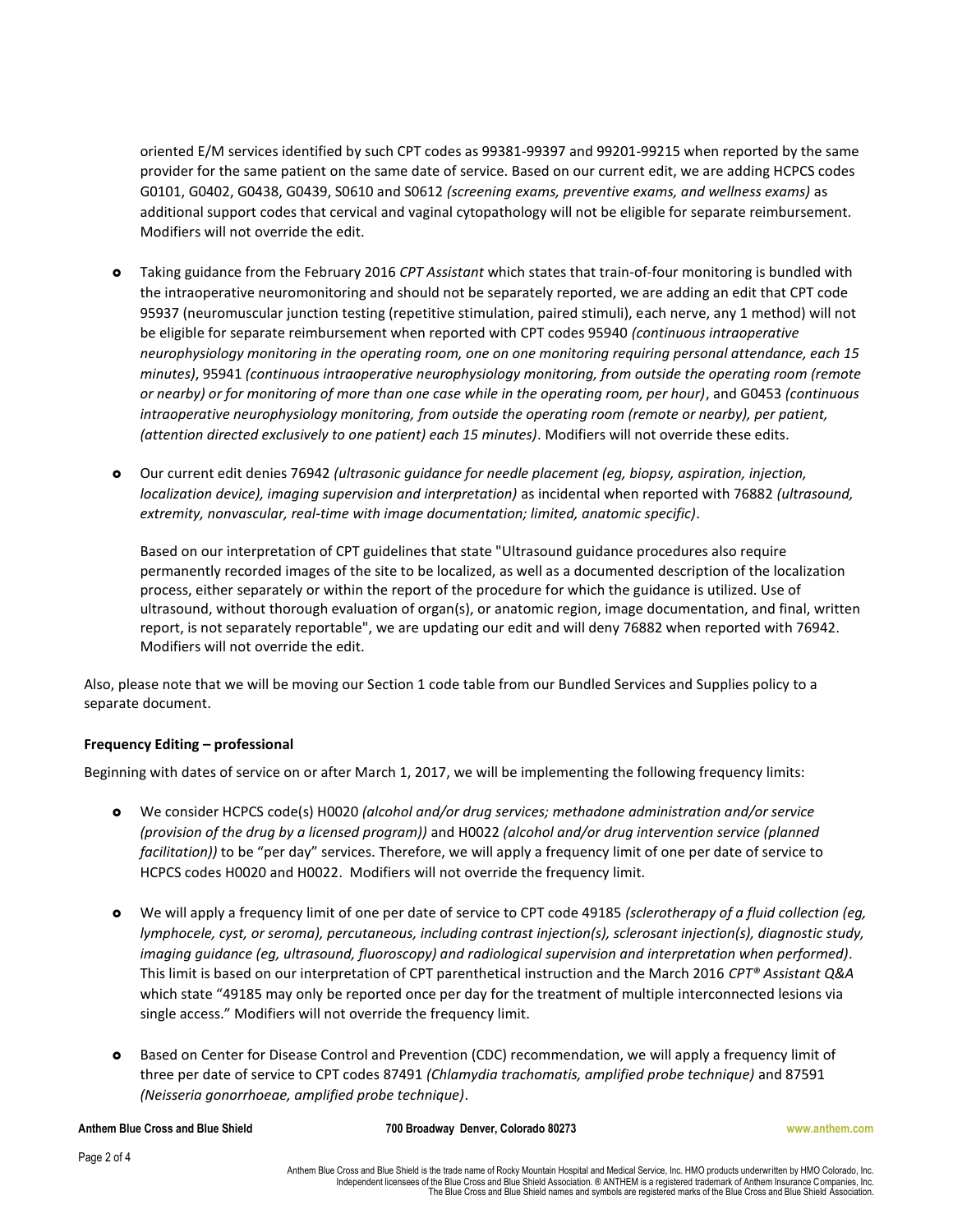oriented E/M services identified by such CPT codes as 99381-99397 and 99201-99215 when reported by the same provider for the same patient on the same date of service. Based on our current edit, we are adding HCPCS codes G0101, G0402, G0438, G0439, S0610 and S0612 *(screening exams, preventive exams, and wellness exams)* as additional support codes that cervical and vaginal cytopathology will not be eligible for separate reimbursement. Modifiers will not override the edit.

- Taking guidance from the February 2016 *CPT Assistant* which states that train-of-four monitoring is bundled with the intraoperative neuromonitoring and should not be separately reported, we are adding an edit that CPT code 95937 (neuromuscular junction testing (repetitive stimulation, paired stimuli), each nerve, any 1 method) will not be eligible for separate reimbursement when reported with CPT codes 95940 *(continuous intraoperative neurophysiology monitoring in the operating room, one on one monitoring requiring personal attendance, each 15 minutes)*, 95941 *(continuous intraoperative neurophysiology monitoring, from outside the operating room (remote or nearby) or for monitoring of more than one case while in the operating room, per hour)*, and G0453 *(continuous intraoperative neurophysiology monitoring, from outside the operating room (remote or nearby), per patient, (attention directed exclusively to one patient) each 15 minutes)*. Modifiers will not override these edits.

- Our current edit denies 76942 *(ultrasonic guidance for needle placement (eg, biopsy, aspiration, injection, localization device), imaging supervision and interpretation)* as incidental when reported with 76882 *(ultrasound, extremity, nonvascular, real-time with image documentation; limited, anatomic specific)*.

  Based on our interpretation of CPT guidelines that state "Ultrasound guidance procedures also require permanently recorded images of the site to be localized, as well as a documented description of the localization process, either separately or within the report of the procedure for which the guidance is utilized. Use of ultrasound, without thorough evaluation of organ(s), or anatomic region, image documentation, and final, written report, is not separately reportable", we are updating our edit and will deny 76882 when reported with 76942. Modifiers will not override the edit.

Also, please note that we will be moving our Section 1 code table from our Bundled Services and Supplies policy to a separate document.

**Frequency Editing – professional**

Beginning with dates of service on or after March 1, 2017, we will be implementing the following frequency limits:

- We consider HCPCS code(s) H0020 *(alcohol and/or drug services; methadone administration and/or service (provision of the drug by a licensed program))* and H0022 *(alcohol and/or drug intervention service (planned facilitation))* to be "per day" services. Therefore, we will apply a frequency limit of one per date of service to HCPCS codes H0020 and H0022. Modifiers will not override the frequency limit.

- We will apply a frequency limit of one per date of service to CPT code 49185 *(sclerotherapy of a fluid collection (eg, lymphocele, cyst, or seroma), percutaneous, including contrast injection(s), sclerosant injection(s), diagnostic study, imaging guidance (eg, ultrasound, fluoroscopy) and radiological supervision and interpretation when performed)*. This limit is based on our interpretation of CPT parenthetical instruction and the March 2016 *CPT® Assistant Q&A* which state "49185 may only be reported once per day for the treatment of multiple interconnected lesions via single access." Modifiers will not override the frequency limit.

- Based on Center for Disease Control and Prevention (CDC) recommendation, we will apply a frequency limit of three per date of service to CPT codes 87491 *(Chlamydia trachomatis, amplified probe technique)* and 87591 *(Neisseria gonorrhoeae, amplified probe technique)*.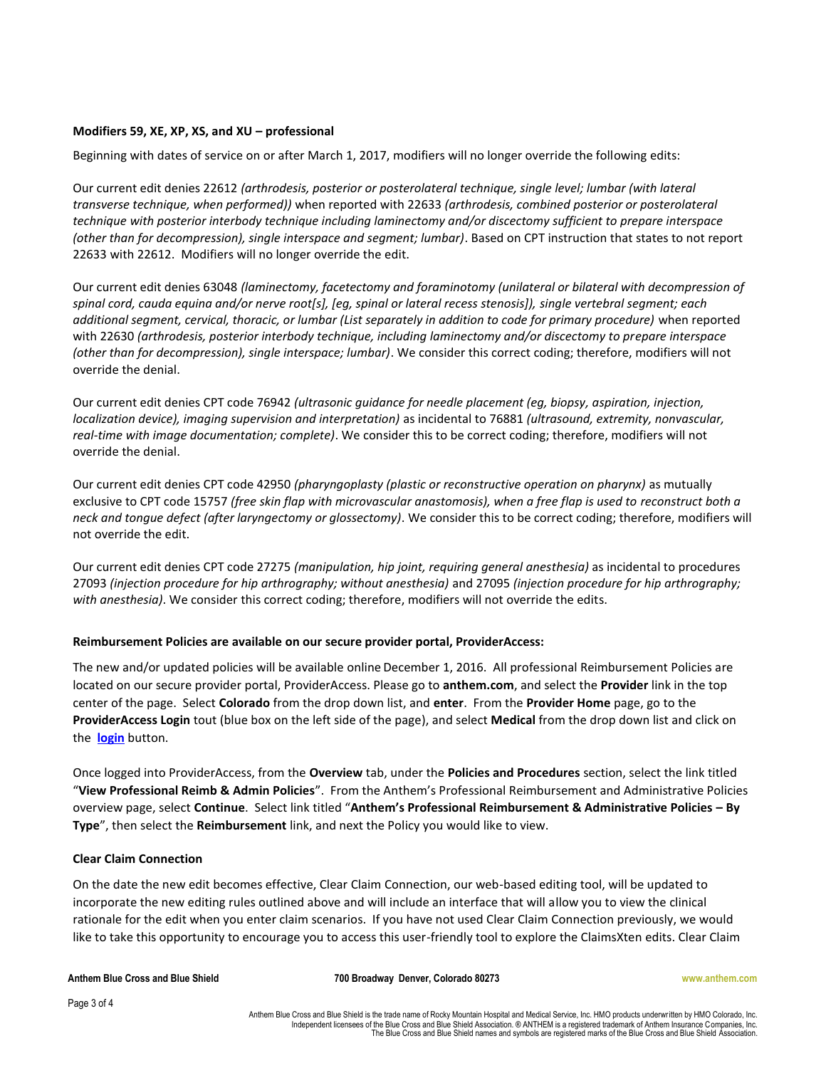**Modifiers 59, XE, XP, XS, and XU – professional**

Beginning with dates of service on or after March 1, 2017, modifiers will no longer override the following edits:

Our current edit denies 22612 *(arthrodesis, posterior or posterolateral technique, single level; lumbar (with lateral transverse technique, when performed))* when reported with 22633 *(arthrodesis, combined posterior or posterolateral technique with posterior interbody technique including laminectomy and/or discectomy sufficient to prepare interspace (other than for decompression), single interspace and segment; lumbar)*. Based on CPT instruction that states to not report 22633 with 22612. Modifiers will no longer override the edit.

Our current edit denies 63048 *(laminectomy, facetectomy and foraminotomy (unilateral or bilateral with decompression of spinal cord, cauda equina and/or nerve root[s], [eg, spinal or lateral recess stenosis]), single vertebral segment; each additional segment, cervical, thoracic, or lumbar (List separately in addition to code for primary procedure)* when reported with 22630 *(arthrodesis, posterior interbody technique, including laminectomy and/or discectomy to prepare interspace (other than for decompression), single interspace; lumbar)*. We consider this correct coding; therefore, modifiers will not override the denial.

Our current edit denies CPT code 76942 *(ultrasonic guidance for needle placement (eg, biopsy, aspiration, injection, localization device), imaging supervision and interpretation)* as incidental to 76881 *(ultrasound, extremity, nonvascular, real-time with image documentation; complete)*. We consider this to be correct coding; therefore, modifiers will not override the denial.

Our current edit denies CPT code 42950 *(pharyngoplasty (plastic or reconstructive operation on pharynx)* as mutually exclusive to CPT code 15757 *(free skin flap with microvascular anastomosis), when a free flap is used to reconstruct both a neck and tongue defect (after laryngectomy or glossectomy)*. We consider this to be correct coding; therefore, modifiers will not override the edit.

Our current edit denies CPT code 27275 *(manipulation, hip joint, requiring general anesthesia)* as incidental to procedures 27093 *(injection procedure for hip arthrography; without anesthesia)* and 27095 *(injection procedure for hip arthrography; with anesthesia)*. We consider this correct coding; therefore, modifiers will not override the edits.

**Reimbursement Policies are available on our secure provider portal, ProviderAccess:**

The new and/or updated policies will be available online December 1, 2016. All professional Reimbursement Policies are located on our secure provider portal, ProviderAccess. Please go to **anthem.com**, and select the **Provider** link in the top center of the page. Select **Colorado** from the drop down list, and **enter**. From the **Provider Home** page, go to the **ProviderAccess Login** tout (blue box on the left side of the page), and select **Medical** from the drop down list and click on the **login** button.

Once logged into ProviderAccess, from the **Overview** tab, under the **Policies and Procedures** section, select the link titled "**View Professional Reimb & Admin Policies**". From the Anthem's Professional Reimbursement and Administrative Policies overview page, select **Continue**. Select link titled "**Anthem's Professional Reimbursement & Administrative Policies – By Type**", then select the **Reimbursement** link, and next the Policy you would like to view.

**Clear Claim Connection**

On the date the new edit becomes effective, Clear Claim Connection, our web-based editing tool, will be updated to incorporate the new editing rules outlined above and will include an interface that will allow you to view the clinical rationale for the edit when you enter claim scenarios. If you have not used Clear Claim Connection previously, we would like to take this opportunity to encourage you to access this user-friendly tool to explore the ClaimsXten edits. Clear Claim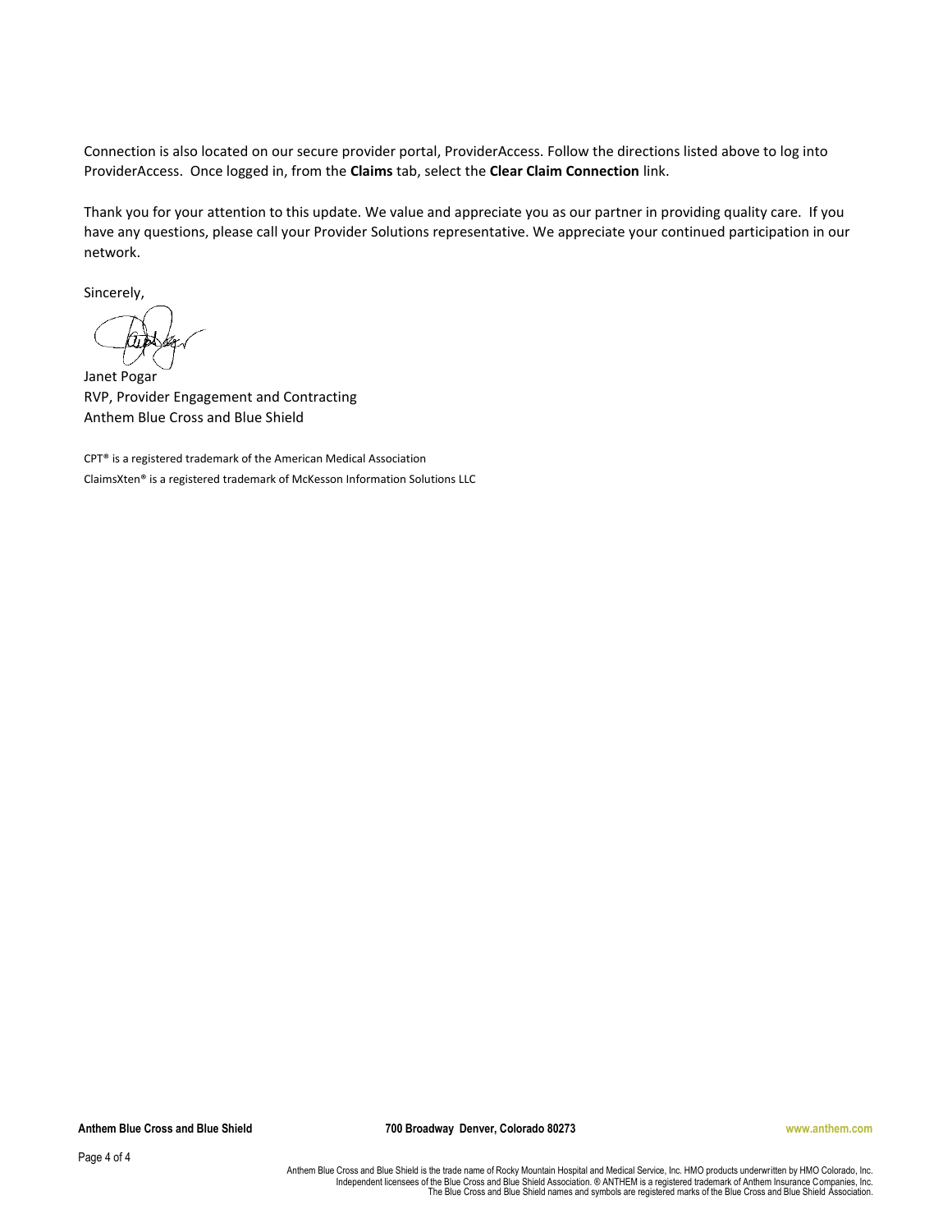Connection is also located on our secure provider portal, ProviderAccess. Follow the directions listed above to log into ProviderAccess. Once logged in, from the **Claims** tab, select the **Clear Claim Connection** link.

Thank you for your attention to this update. We value and appreciate you as our partner in providing quality care. If you have any questions, please call your Provider Solutions representative. We appreciate your continued participation in our network.

Sincerely,

Janet Pogar
RVP, Provider Engagement and Contracting
Anthem Blue Cross and Blue Shield

CPT® is a registered trademark of the American Medical Association
ClaimsXten® is a registered trademark of McKesson Information Solutions LLC

**Anthem Blue Cross and Blue Shield** **700 Broadway Denver, Colorado 80273** www.anthem.com

Anthem Blue Cross and Blue Shield is the trade name of Rocky Mountain Hospital and Medical Service, Inc. HMO products underwritten by HMO Colorado, Inc. Independent licensees of the Blue Cross and Blue Shield Association. ® ANTHEM is a registered trademark of Anthem Insurance Companies, Inc. The Blue Cross and Blue Shield names and symbols are registered marks of the Blue Cross and Blue Shield Association.